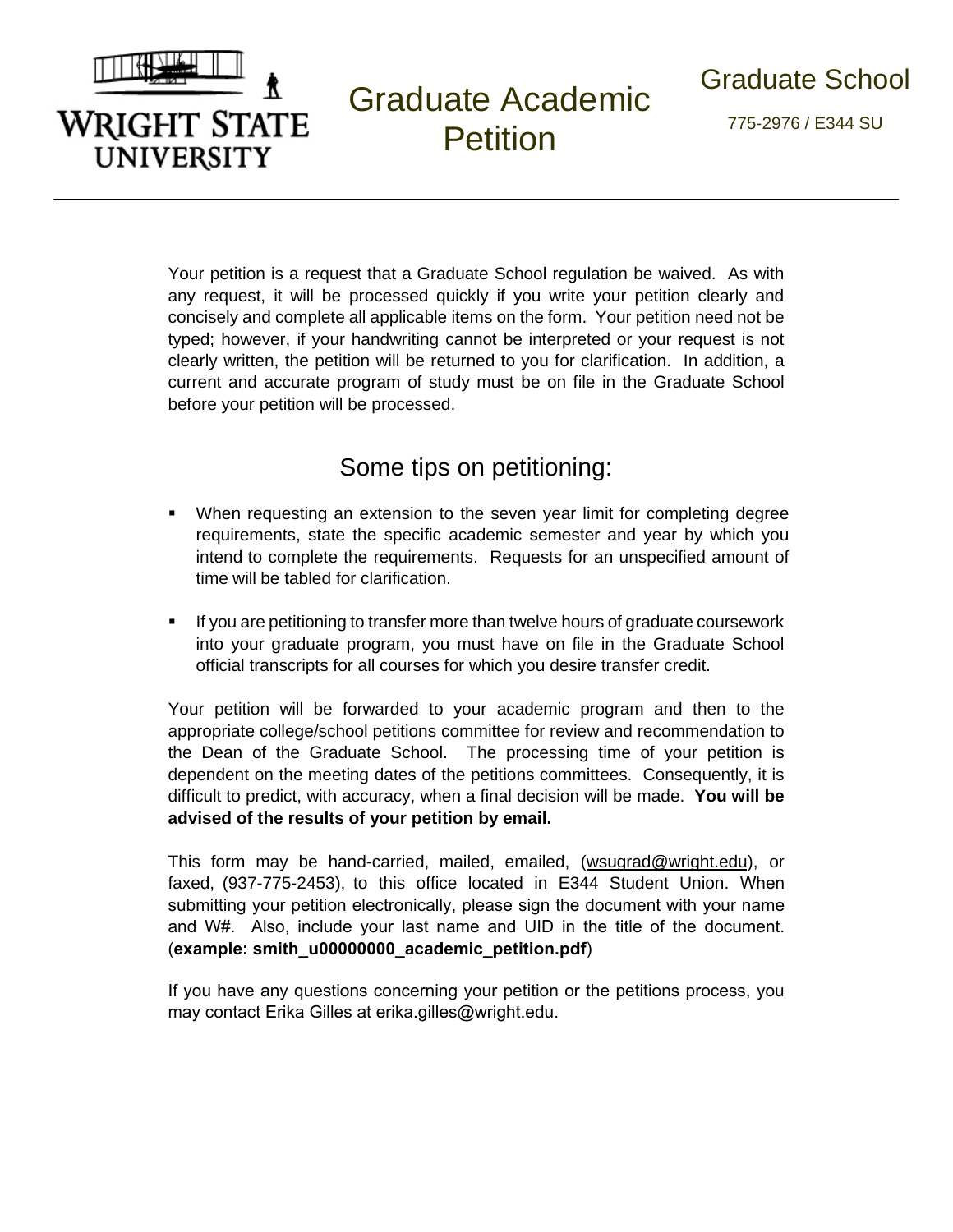WRIGHT STATE UNIVERSITY

# Graduate Academic Petition

Graduate School

775-2976 / E344 SU

---

Your petition is a request that a Graduate School regulation be waived. As with any request, it will be processed quickly if you write your petition clearly and concisely and complete all applicable items on the form. Your petition need not be typed; however, if your handwriting cannot be interpreted or your request is not clearly written, the petition will be returned to you for clarification. In addition, a current and accurate program of study must be on file in the Graduate School before your petition will be processed.

## Some tips on petitioning:

- When requesting an extension to the seven year limit for completing degree requirements, state the specific academic semester and year by which you intend to complete the requirements. Requests for an unspecified amount of time will be tabled for clarification.

- If you are petitioning to transfer more than twelve hours of graduate coursework into your graduate program, you must have on file in the Graduate School official transcripts for all courses for which you desire transfer credit.

Your petition will be forwarded to your academic program and then to the appropriate college/school petitions committee for review and recommendation to the Dean of the Graduate School. The processing time of your petition is dependent on the meeting dates of the petitions committees. Consequently, it is difficult to predict, with accuracy, when a final decision will be made. **You will be advised of the results of your petition by email.**

This form may be hand-carried, mailed, emailed, (wsugrad@wright.edu), or faxed, (937-775-2453), to this office located in E344 Student Union. When submitting your petition electronically, please sign the document with your name and W#. Also, include your last name and UID in the title of the document. (**example: smith_u00000000_academic_petition.pdf**)

If you have any questions concerning your petition or the petitions process, you may contact Erika Gilles at erika.gilles@wright.edu.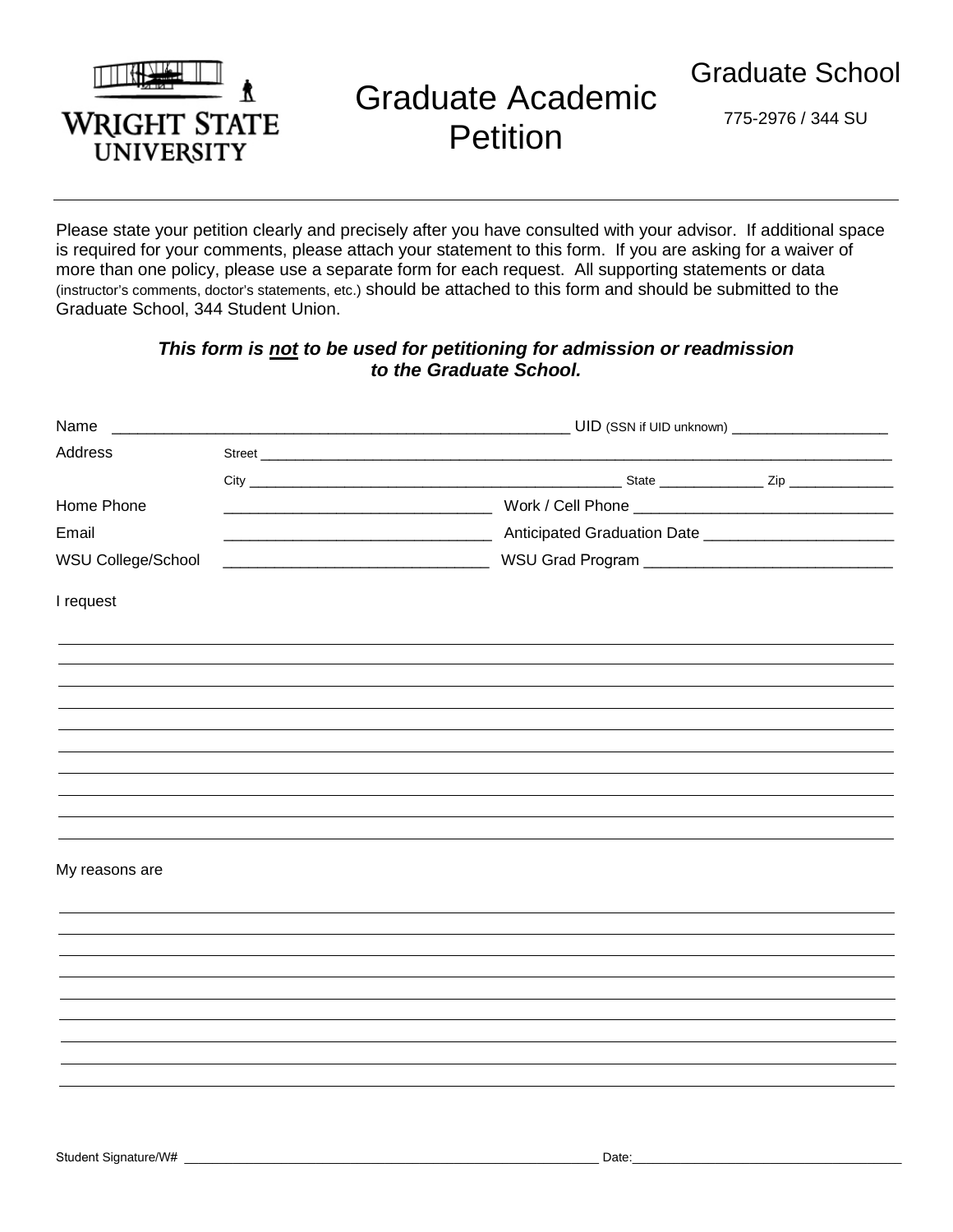WRIGHT STATE UNIVERSITY

# Graduate Academic Petition

Graduate School

775-2976 / 344 SU

---

Please state your petition clearly and precisely after you have consulted with your advisor. If additional space is required for your comments, please attach your statement to this form. If you are asking for a waiver of more than one policy, please use a separate form for each request. All supporting statements or data (instructor's comments, doctor's statements, etc.) should be attached to this form and should be submitted to the Graduate School, 344 Student Union.

***This form is <u>not</u> to be used for petitioning for admission or readmission to the Graduate School.***

Name ______________________________________________________ UID (SSN if UID unknown) ___________________

Address Street ______________________________________________________________________________

City ________________________________________________ State _____________ Zip _____________

Home Phone _______________________________ Work / Cell Phone ______________________________

Email _______________________________ Anticipated Graduation Date ______________________

WSU College/School _______________________________ WSU Grad Program _____________________________

I request

______________________________________________________________________________
______________________________________________________________________________
______________________________________________________________________________
______________________________________________________________________________
______________________________________________________________________________
______________________________________________________________________________
______________________________________________________________________________
______________________________________________________________________________
______________________________________________________________________________
______________________________________________________________________________

My reasons are

______________________________________________________________________________
______________________________________________________________________________
______________________________________________________________________________
______________________________________________________________________________
______________________________________________________________________________
______________________________________________________________________________
______________________________________________________________________________
______________________________________________________________________________
______________________________________________________________________________

Student Signature/W# ____________________________________________________________ Date:_____________________________________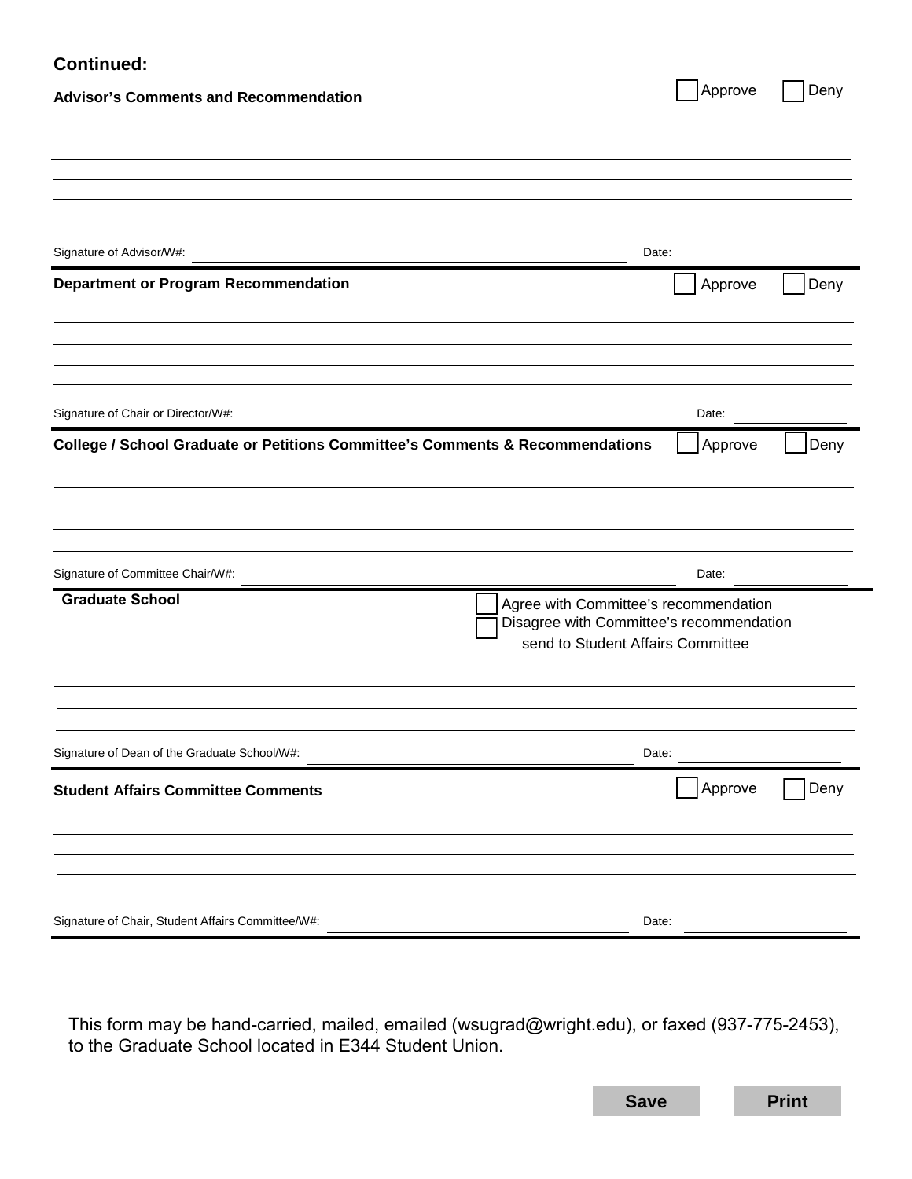**Continued:**

**Advisor's Comments and Recommendation** ☐ Approve ☐ Deny

Signature of Advisor/W#: \_\_\_\_\_\_\_\_\_\_\_\_\_\_\_\_\_\_\_\_ Date: \_\_\_\_\_\_\_\_\_\_

**Department or Program Recommendation** ☐ Approve ☐ Deny

Signature of Chair or Director/W#: \_\_\_\_\_\_\_\_\_\_\_\_\_\_\_\_\_\_\_\_ Date: \_\_\_\_\_\_\_\_\_\_

**College / School Graduate or Petitions Committee's Comments & Recommendations** ☐ Approve ☐ Deny

Signature of Committee Chair/W#: \_\_\_\_\_\_\_\_\_\_\_\_\_\_\_\_\_\_\_\_ Date: \_\_\_\_\_\_\_\_\_\_

**Graduate School**

☐ Agree with Committee's recommendation
☐ Disagree with Committee's recommendation send to Student Affairs Committee

Signature of Dean of the Graduate School/W#: \_\_\_\_\_\_\_\_\_\_\_\_\_\_\_\_\_\_\_\_ Date: \_\_\_\_\_\_\_\_\_\_

**Student Affairs Committee Comments** ☐ Approve ☐ Deny

Signature of Chair, Student Affairs Committee/W#: \_\_\_\_\_\_\_\_\_\_\_\_\_\_\_\_\_\_\_\_ Date: \_\_\_\_\_\_\_\_\_\_

This form may be hand-carried, mailed, emailed (wsugrad@wright.edu), or faxed (937-775-2453), to the Graduate School located in E344 Student Union.

**Save** **Print**